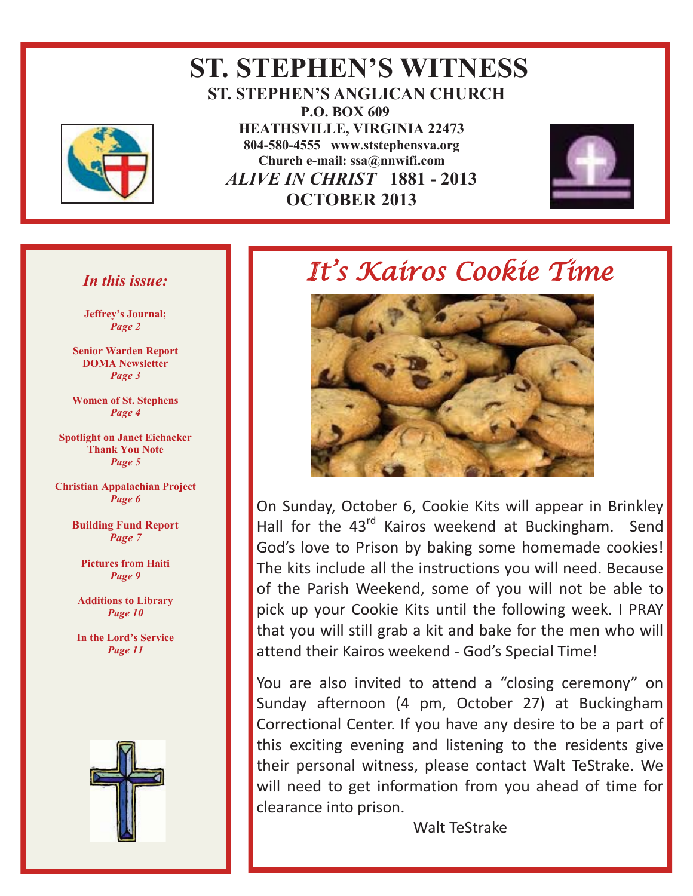# ST. STEPHEN'S WITNESS

**ST. STEPHEN'S ANGLICAN CHURCH**
**P.O. BOX 609**
**HEATHSVILLE, VIRGINIA 22473**
**804-580-4555 www.ststephensva.org**
**Church e-mail: ssa@nnwifi.com**
***ALIVE IN CHRIST* 1881 - 2013**
**OCTOBER 2013**

### *In this issue:*

**Jeffrey's Journal;** *Page 2*

**Senior Warden Report**
**DOMA Newsletter** *Page 3*

**Women of St. Stephens** *Page 4*

**Spotlight on Janet Eichacker**
**Thank You Note** *Page 5*

**Christian Appalachian Project** *Page 6*

**Building Fund Report** *Page 7*

**Pictures from Haiti** *Page 9*

**Additions to Library** *Page 10*

**In the Lord's Service** *Page 11*

## *It's Kairos Cookie Time*

On Sunday, October 6, Cookie Kits will appear in Brinkley Hall for the 43rd Kairos weekend at Buckingham. Send God's love to Prison by baking some homemade cookies! The kits include all the instructions you will need. Because of the Parish Weekend, some of you will not be able to pick up your Cookie Kits until the following week. I PRAY that you will still grab a kit and bake for the men who will attend their Kairos weekend - God's Special Time!

You are also invited to attend a "closing ceremony" on Sunday afternoon (4 pm, October 27) at Buckingham Correctional Center. If you have any desire to be a part of this exciting evening and listening to the residents give their personal witness, please contact Walt TeStrake. We will need to get information from you ahead of time for clearance into prison.

Walt TeStrake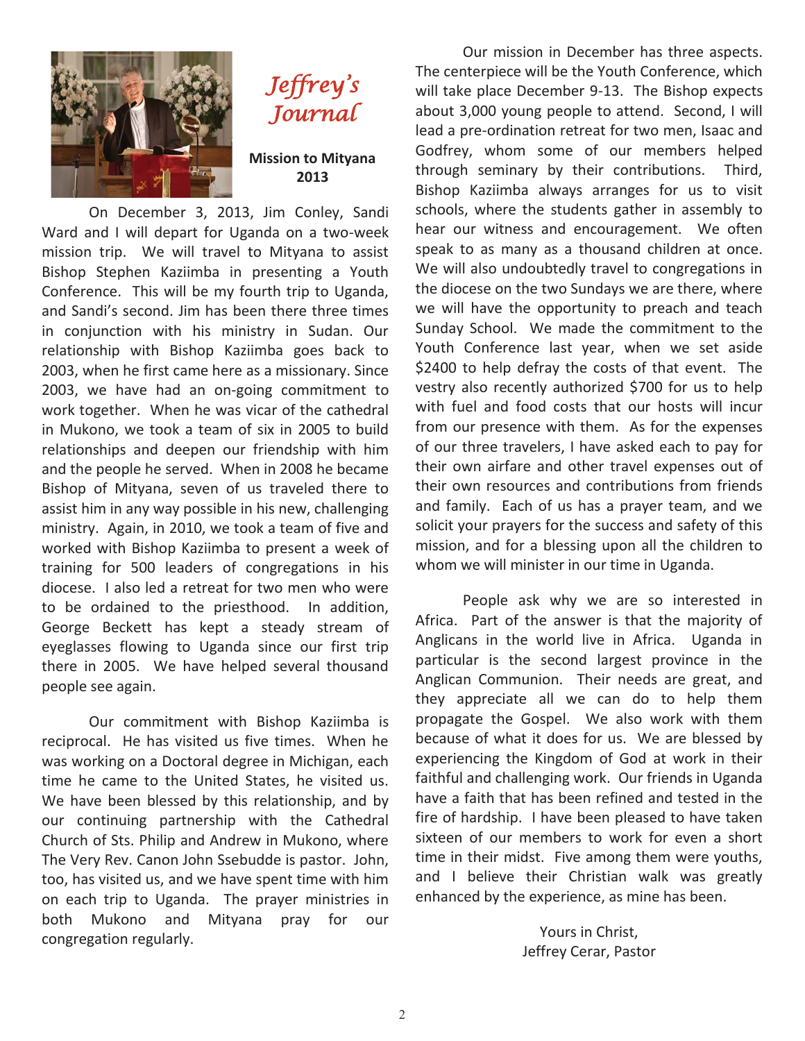# *Jeffrey's Journal*

**Mission to Mityana 2013**

On December 3, 2013, Jim Conley, Sandi Ward and I will depart for Uganda on a two-week mission trip. We will travel to Mityana to assist Bishop Stephen Kaziimba in presenting a Youth Conference. This will be my fourth trip to Uganda, and Sandi's second. Jim has been there three times in conjunction with his ministry in Sudan. Our relationship with Bishop Kaziimba goes back to 2003, when he first came here as a missionary. Since 2003, we have had an on-going commitment to work together. When he was vicar of the cathedral in Mukono, we took a team of six in 2005 to build relationships and deepen our friendship with him and the people he served. When in 2008 he became Bishop of Mityana, seven of us traveled there to assist him in any way possible in his new, challenging ministry. Again, in 2010, we took a team of five and worked with Bishop Kaziimba to present a week of training for 500 leaders of congregations in his diocese. I also led a retreat for two men who were to be ordained to the priesthood. In addition, George Beckett has kept a steady stream of eyeglasses flowing to Uganda since our first trip there in 2005. We have helped several thousand people see again.

Our commitment with Bishop Kaziimba is reciprocal. He has visited us five times. When he was working on a Doctoral degree in Michigan, each time he came to the United States, he visited us. We have been blessed by this relationship, and by our continuing partnership with the Cathedral Church of Sts. Philip and Andrew in Mukono, where The Very Rev. Canon John Ssebudde is pastor. John, too, has visited us, and we have spent time with him on each trip to Uganda. The prayer ministries in both Mukono and Mityana pray for our congregation regularly.

Our mission in December has three aspects. The centerpiece will be the Youth Conference, which will take place December 9-13. The Bishop expects about 3,000 young people to attend. Second, I will lead a pre-ordination retreat for two men, Isaac and Godfrey, whom some of our members helped through seminary by their contributions. Third, Bishop Kaziimba always arranges for us to visit schools, where the students gather in assembly to hear our witness and encouragement. We often speak to as many as a thousand children at once. We will also undoubtedly travel to congregations in the diocese on the two Sundays we are there, where we will have the opportunity to preach and teach Sunday School. We made the commitment to the Youth Conference last year, when we set aside $2400 to help defray the costs of that event. The vestry also recently authorized $700 for us to help with fuel and food costs that our hosts will incur from our presence with them. As for the expenses of our three travelers, I have asked each to pay for their own airfare and other travel expenses out of their own resources and contributions from friends and family. Each of us has a prayer team, and we solicit your prayers for the success and safety of this mission, and for a blessing upon all the children to whom we will minister in our time in Uganda.

People ask why we are so interested in Africa. Part of the answer is that the majority of Anglicans in the world live in Africa. Uganda in particular is the second largest province in the Anglican Communion. Their needs are great, and they appreciate all we can do to help them propagate the Gospel. We also work with them because of what it does for us. We are blessed by experiencing the Kingdom of God at work in their faithful and challenging work. Our friends in Uganda have a faith that has been refined and tested in the fire of hardship. I have been pleased to have taken sixteen of our members to work for even a short time in their midst. Five among them were youths, and I believe their Christian walk was greatly enhanced by the experience, as mine has been.

Yours in Christ,
Jeffrey Cerar, Pastor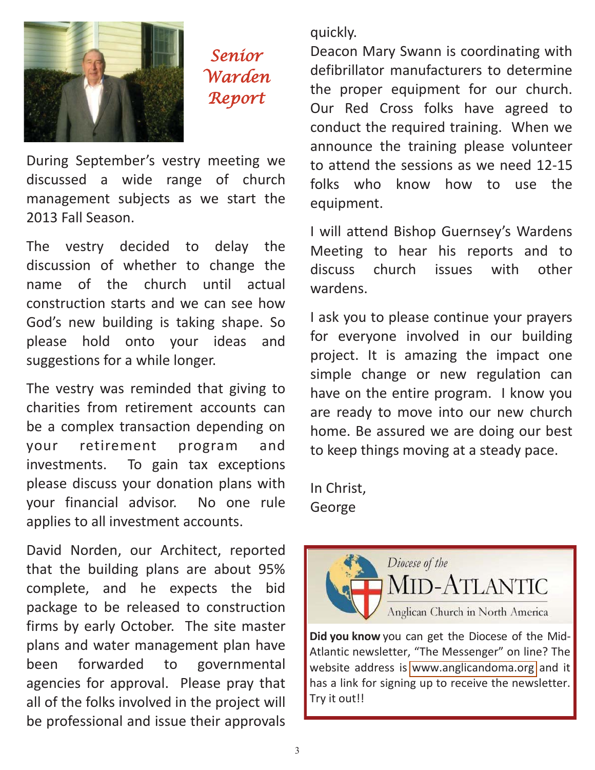# *Senior Warden Report*

During September's vestry meeting we discussed a wide range of church management subjects as we start the 2013 Fall Season.

The vestry decided to delay the discussion of whether to change the name of the church until actual construction starts and we can see how God's new building is taking shape. So please hold onto your ideas and suggestions for a while longer.

The vestry was reminded that giving to charities from retirement accounts can be a complex transaction depending on your retirement program and investments. To gain tax exceptions please discuss your donation plans with your financial advisor. No one rule applies to all investment accounts.

David Norden, our Architect, reported that the building plans are about 95% complete, and he expects the bid package to be released to construction firms by early October. The site master plans and water management plan have been forwarded to governmental agencies for approval. Please pray that all of the folks involved in the project will be professional and issue their approvals quickly.

Deacon Mary Swann is coordinating with defibrillator manufacturers to determine the proper equipment for our church. Our Red Cross folks have agreed to conduct the required training. When we announce the training please volunteer to attend the sessions as we need 12-15 folks who know how to use the equipment.

I will attend Bishop Guernsey's Wardens Meeting to hear his reports and to discuss church issues with other wardens.

I ask you to please continue your prayers for everyone involved in our building project. It is amazing the impact one simple change or new regulation can have on the entire program. I know you are ready to move into our new church home. Be assured we are doing our best to keep things moving at a steady pace.

In Christ,
George

*Diocese of the* MID-ATLANTIC
Anglican Church in North America

**Did you know** you can get the Diocese of the Mid-Atlantic newsletter, "The Messenger" on line? The website address is www.anglicandoma.org and it has a link for signing up to receive the newsletter. Try it out!!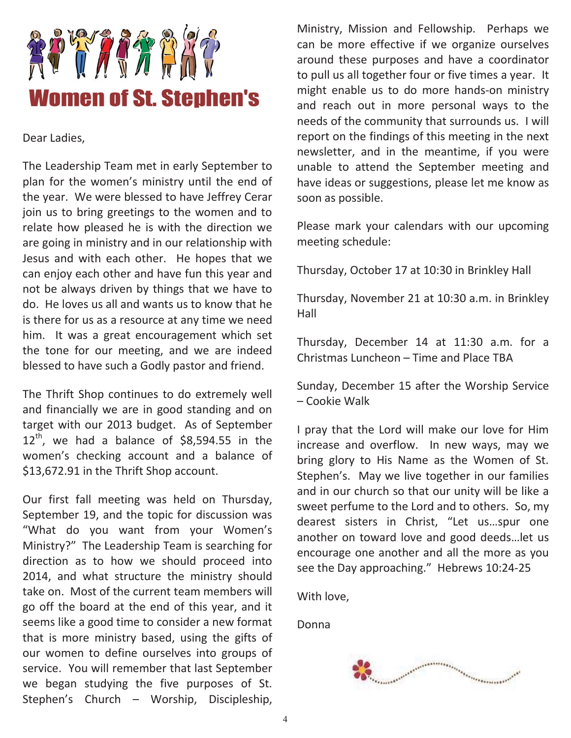# Women of St. Stephen's

Dear Ladies,

The Leadership Team met in early September to plan for the women's ministry until the end of the year. We were blessed to have Jeffrey Cerar join us to bring greetings to the women and to relate how pleased he is with the direction we are going in ministry and in our relationship with Jesus and with each other. He hopes that we can enjoy each other and have fun this year and not be always driven by things that we have to do. He loves us all and wants us to know that he is there for us as a resource at any time we need him. It was a great encouragement which set the tone for our meeting, and we are indeed blessed to have such a Godly pastor and friend.

The Thrift Shop continues to do extremely well and financially we are in good standing and on target with our 2013 budget. As of September 12th, we had a balance of $8,594.55 in the women's checking account and a balance of $13,672.91 in the Thrift Shop account.

Our first fall meeting was held on Thursday, September 19, and the topic for discussion was "What do you want from your Women's Ministry?" The Leadership Team is searching for direction as to how we should proceed into 2014, and what structure the ministry should take on. Most of the current team members will go off the board at the end of this year, and it seems like a good time to consider a new format that is more ministry based, using the gifts of our women to define ourselves into groups of service. You will remember that last September we began studying the five purposes of St. Stephen's Church – Worship, Discipleship, Ministry, Mission and Fellowship. Perhaps we can be more effective if we organize ourselves around these purposes and have a coordinator to pull us all together four or five times a year. It might enable us to do more hands-on ministry and reach out in more personal ways to the needs of the community that surrounds us. I will report on the findings of this meeting in the next newsletter, and in the meantime, if you were unable to attend the September meeting and have ideas or suggestions, please let me know as soon as possible.

Please mark your calendars with our upcoming meeting schedule:

Thursday, October 17 at 10:30 in Brinkley Hall

Thursday, November 21 at 10:30 a.m. in Brinkley Hall

Thursday, December 14 at 11:30 a.m. for a Christmas Luncheon – Time and Place TBA

Sunday, December 15 after the Worship Service – Cookie Walk

I pray that the Lord will make our love for Him increase and overflow. In new ways, may we bring glory to His Name as the Women of St. Stephen's. May we live together in our families and in our church so that our unity will be like a sweet perfume to the Lord and to others. So, my dearest sisters in Christ, "Let us…spur one another on toward love and good deeds…let us encourage one another and all the more as you see the Day approaching." Hebrews 10:24-25

With love,

Donna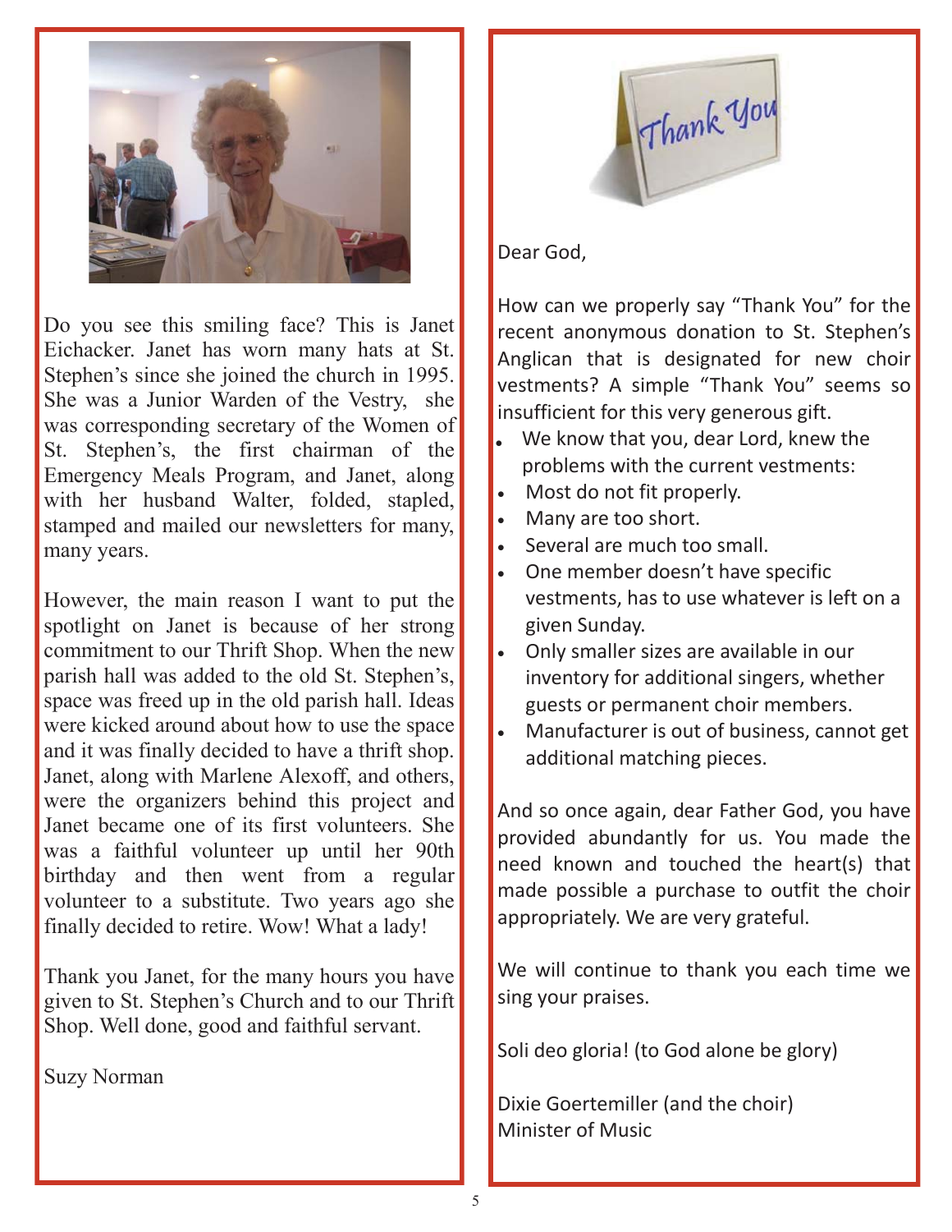Do you see this smiling face? This is Janet Eichacker. Janet has worn many hats at St. Stephen's since she joined the church in 1995. She was a Junior Warden of the Vestry, she was corresponding secretary of the Women of St. Stephen's, the first chairman of the Emergency Meals Program, and Janet, along with her husband Walter, folded, stapled, stamped and mailed our newsletters for many, many years.

However, the main reason I want to put the spotlight on Janet is because of her strong commitment to our Thrift Shop. When the new parish hall was added to the old St. Stephen's, space was freed up in the old parish hall. Ideas were kicked around about how to use the space and it was finally decided to have a thrift shop. Janet, along with Marlene Alexoff, and others, were the organizers behind this project and Janet became one of its first volunteers. She was a faithful volunteer up until her 90th birthday and then went from a regular volunteer to a substitute. Two years ago she finally decided to retire. Wow! What a lady!

Thank you Janet, for the many hours you have given to St. Stephen's Church and to our Thrift Shop. Well done, good and faithful servant.

Suzy Norman

Dear God,

How can we properly say "Thank You" for the recent anonymous donation to St. Stephen's Anglican that is designated for new choir vestments? A simple "Thank You" seems so insufficient for this very generous gift.

- We know that you, dear Lord, knew the problems with the current vestments:
- Most do not fit properly.
- Many are too short.
- Several are much too small.
- One member doesn't have specific vestments, has to use whatever is left on a given Sunday.
- Only smaller sizes are available in our inventory for additional singers, whether guests or permanent choir members.
- Manufacturer is out of business, cannot get additional matching pieces.

And so once again, dear Father God, you have provided abundantly for us. You made the need known and touched the heart(s) that made possible a purchase to outfit the choir appropriately. We are very grateful.

We will continue to thank you each time we sing your praises.

Soli deo gloria! (to God alone be glory)

Dixie Goertemiller (and the choir)
Minister of Music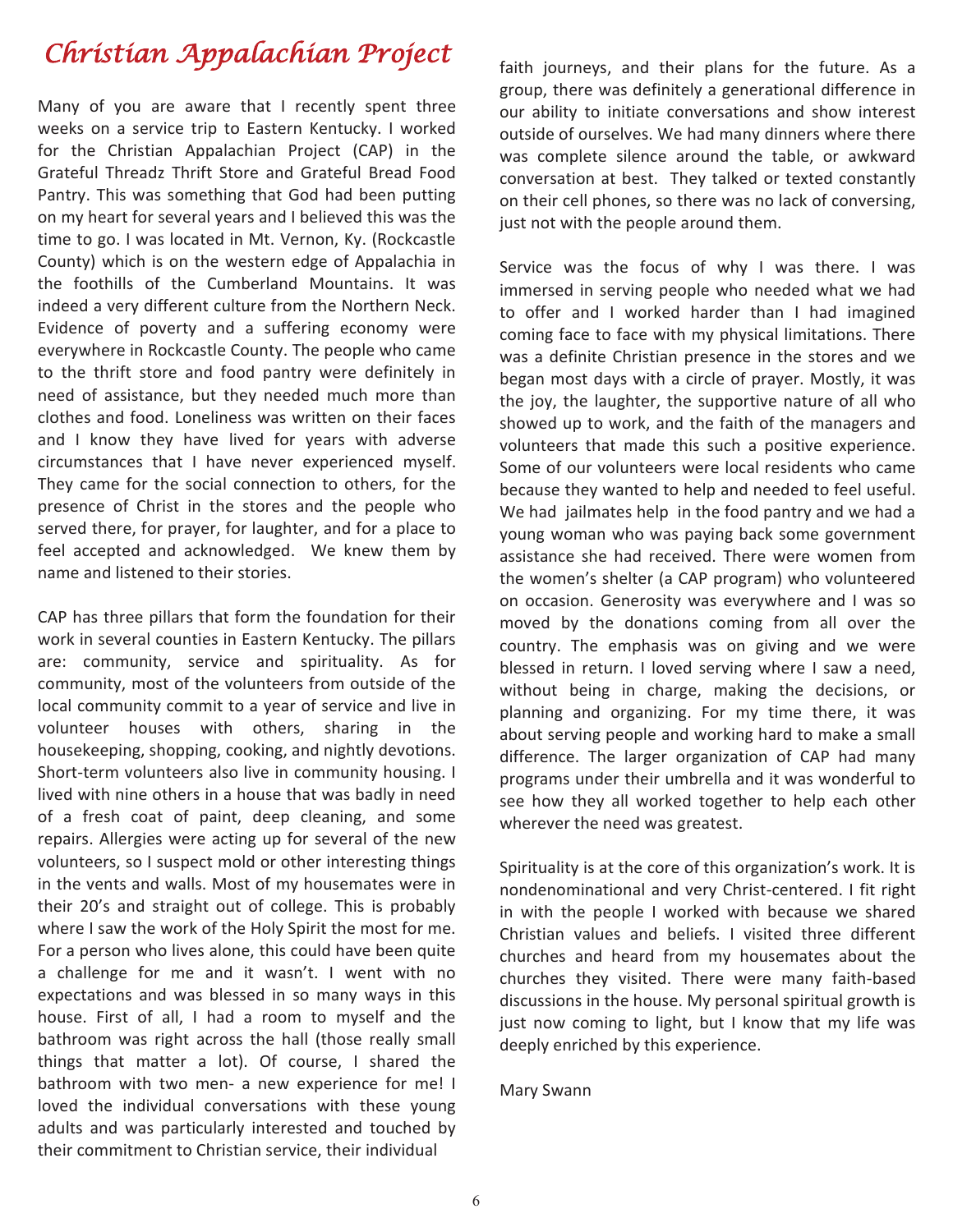# *Christian Appalachian Project*

Many of you are aware that I recently spent three weeks on a service trip to Eastern Kentucky. I worked for the Christian Appalachian Project (CAP) in the Grateful Threadz Thrift Store and Grateful Bread Food Pantry. This was something that God had been putting on my heart for several years and I believed this was the time to go. I was located in Mt. Vernon, Ky. (Rockcastle County) which is on the western edge of Appalachia in the foothills of the Cumberland Mountains. It was indeed a very different culture from the Northern Neck. Evidence of poverty and a suffering economy were everywhere in Rockcastle County. The people who came to the thrift store and food pantry were definitely in need of assistance, but they needed much more than clothes and food. Loneliness was written on their faces and I know they have lived for years with adverse circumstances that I have never experienced myself. They came for the social connection to others, for the presence of Christ in the stores and the people who served there, for prayer, for laughter, and for a place to feel accepted and acknowledged. We knew them by name and listened to their stories.

CAP has three pillars that form the foundation for their work in several counties in Eastern Kentucky. The pillars are: community, service and spirituality. As for community, most of the volunteers from outside of the local community commit to a year of service and live in volunteer houses with others, sharing in the housekeeping, shopping, cooking, and nightly devotions. Short-term volunteers also live in community housing. I lived with nine others in a house that was badly in need of a fresh coat of paint, deep cleaning, and some repairs. Allergies were acting up for several of the new volunteers, so I suspect mold or other interesting things in the vents and walls. Most of my housemates were in their 20's and straight out of college. This is probably where I saw the work of the Holy Spirit the most for me. For a person who lives alone, this could have been quite a challenge for me and it wasn't. I went with no expectations and was blessed in so many ways in this house. First of all, I had a room to myself and the bathroom was right across the hall (those really small things that matter a lot). Of course, I shared the bathroom with two men- a new experience for me! I loved the individual conversations with these young adults and was particularly interested and touched by their commitment to Christian service, their individual faith journeys, and their plans for the future. As a group, there was definitely a generational difference in our ability to initiate conversations and show interest outside of ourselves. We had many dinners where there was complete silence around the table, or awkward conversation at best. They talked or texted constantly on their cell phones, so there was no lack of conversing, just not with the people around them.

Service was the focus of why I was there. I was immersed in serving people who needed what we had to offer and I worked harder than I had imagined coming face to face with my physical limitations. There was a definite Christian presence in the stores and we began most days with a circle of prayer. Mostly, it was the joy, the laughter, the supportive nature of all who showed up to work, and the faith of the managers and volunteers that made this such a positive experience. Some of our volunteers were local residents who came because they wanted to help and needed to feel useful. We had jailmates help in the food pantry and we had a young woman who was paying back some government assistance she had received. There were women from the women's shelter (a CAP program) who volunteered on occasion. Generosity was everywhere and I was so moved by the donations coming from all over the country. The emphasis was on giving and we were blessed in return. I loved serving where I saw a need, without being in charge, making the decisions, or planning and organizing. For my time there, it was about serving people and working hard to make a small difference. The larger organization of CAP had many programs under their umbrella and it was wonderful to see how they all worked together to help each other wherever the need was greatest.

Spirituality is at the core of this organization's work. It is nondenominational and very Christ-centered. I fit right in with the people I worked with because we shared Christian values and beliefs. I visited three different churches and heard from my housemates about the churches they visited. There were many faith-based discussions in the house. My personal spiritual growth is just now coming to light, but I know that my life was deeply enriched by this experience.

Mary Swann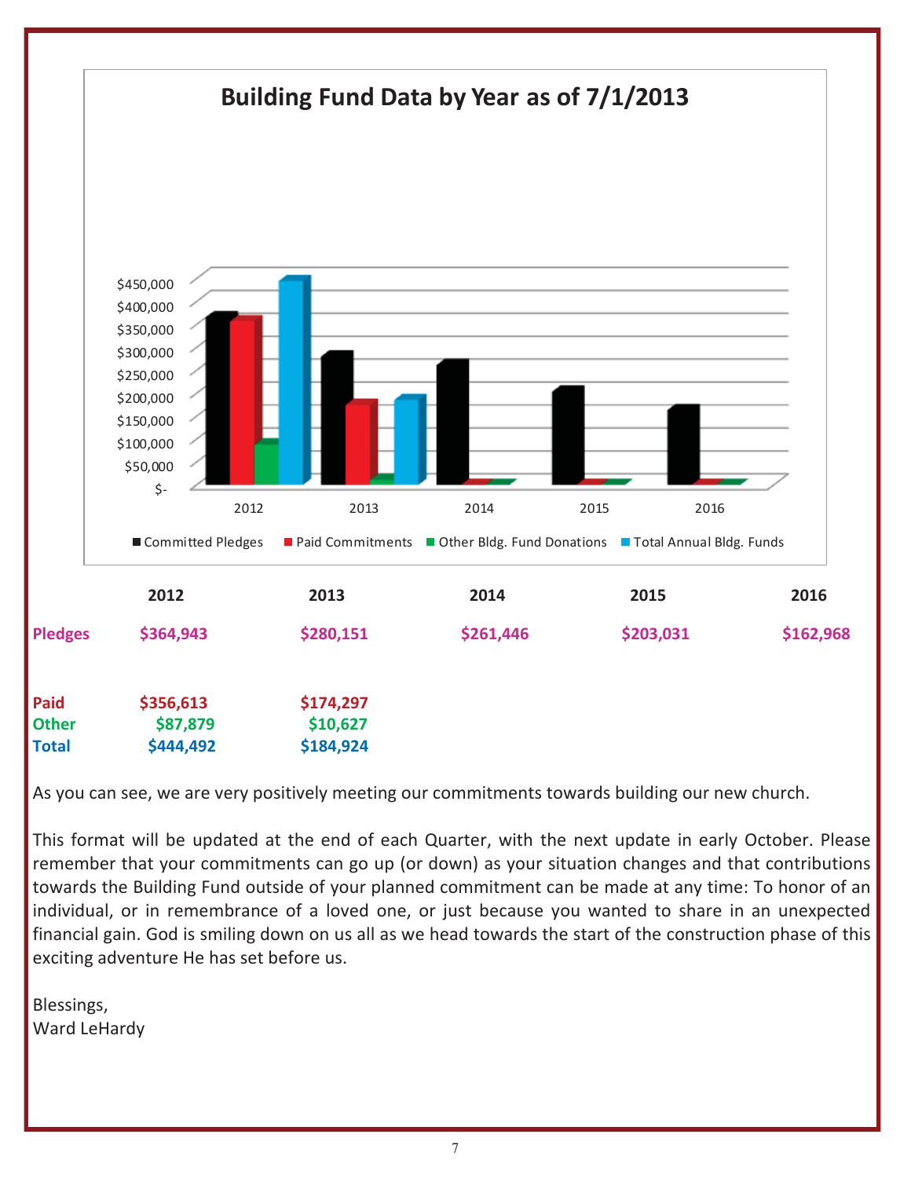## Building Fund Data by Year as of 7/1/2013

| | 2012 | 2013 | 2014 | 2015 | 2016 |
|---|---|---|---|---|---|
| **Pledges** | $364,943 | $280,151 | $261,446 | $203,031 | $162,968 |
| **Paid** | $356,613 | $174,297 | | | |
| **Other** | $87,879 | $10,627 | | | |
| **Total** | $444,492 | $184,924 | | | |

As you can see, we are very positively meeting our commitments towards building our new church.

This format will be updated at the end of each Quarter, with the next update in early October. Please remember that your commitments can go up (or down) as your situation changes and that contributions towards the Building Fund outside of your planned commitment can be made at any time: To honor of an individual, or in remembrance of a loved one, or just because you wanted to share in an unexpected financial gain. God is smiling down on us all as we head towards the start of the construction phase of this exciting adventure He has set before us.

Blessings,
Ward LeHardy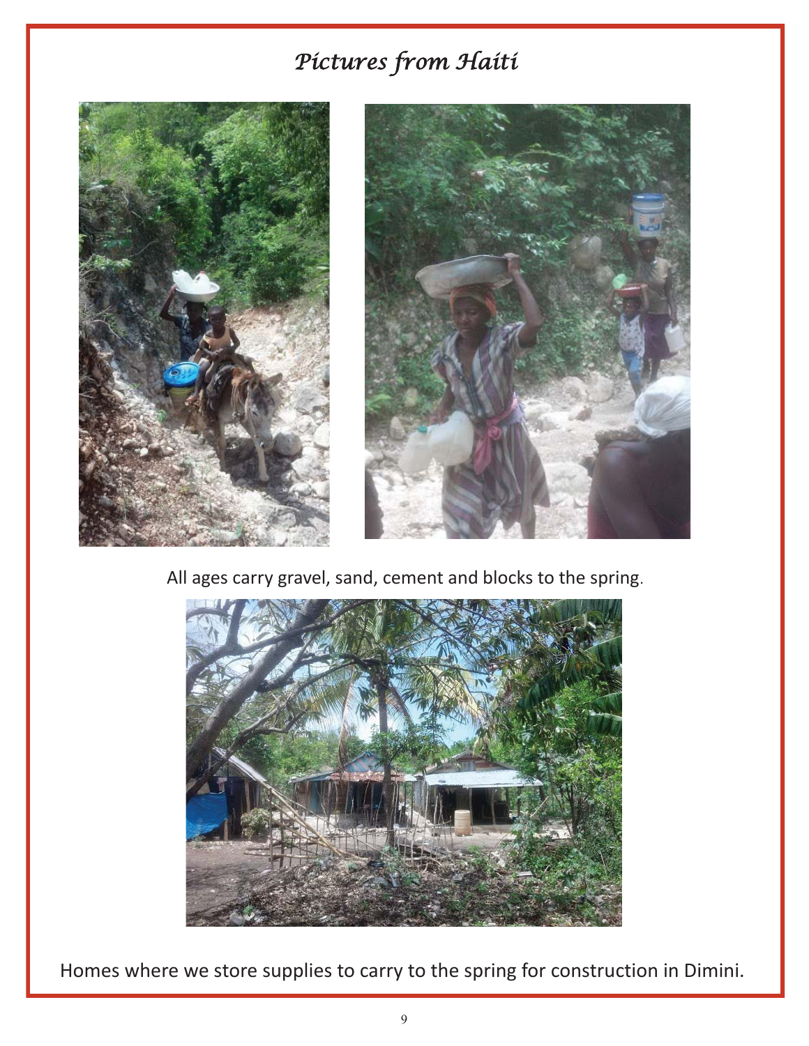# *Pictures from Haiti*

All ages carry gravel, sand, cement and blocks to the spring.

Homes where we store supplies to carry to the spring for construction in Dimini.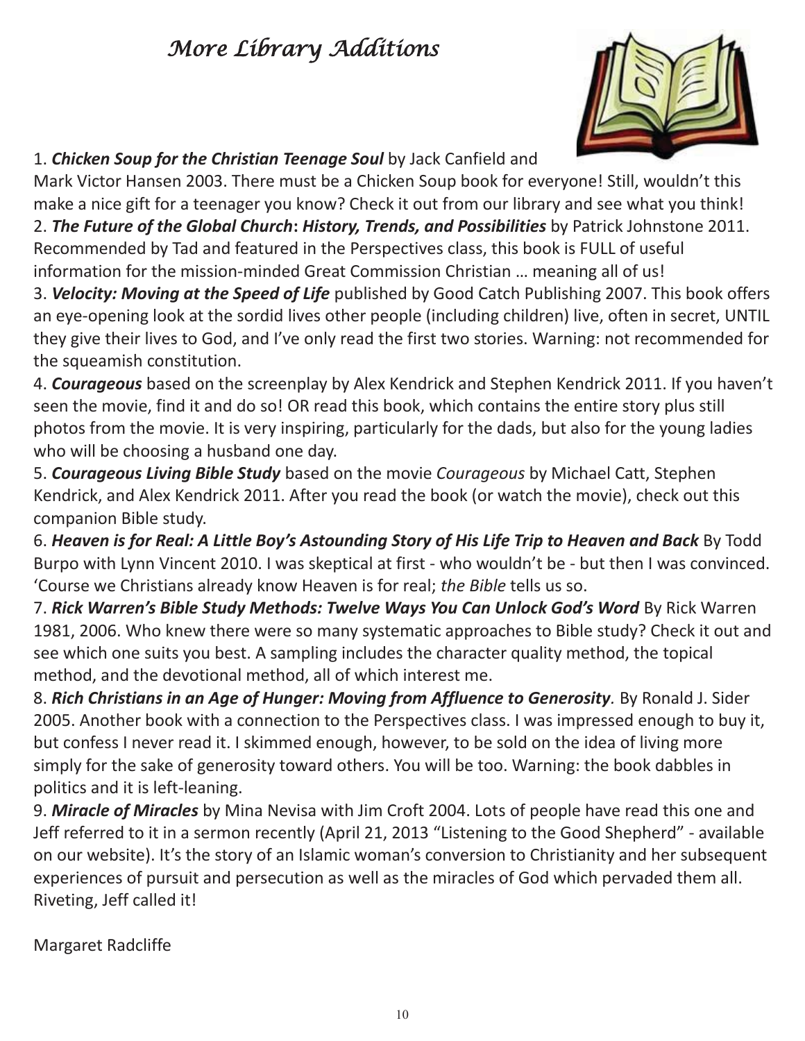# *More Library Additions*

1. ***Chicken Soup for the Christian Teenage Soul*** by Jack Canfield and Mark Victor Hansen 2003. There must be a Chicken Soup book for everyone! Still, wouldn't this make a nice gift for a teenager you know? Check it out from our library and see what you think!

2. ***The Future of the Global Church*: *History, Trends, and Possibilities*** by Patrick Johnstone 2011. Recommended by Tad and featured in the Perspectives class, this book is FULL of useful information for the mission-minded Great Commission Christian … meaning all of us!

3. ***Velocity: Moving at the Speed of Life*** published by Good Catch Publishing 2007. This book offers an eye-opening look at the sordid lives other people (including children) live, often in secret, UNTIL they give their lives to God, and I've only read the first two stories. Warning: not recommended for the squeamish constitution.

4. ***Courageous*** based on the screenplay by Alex Kendrick and Stephen Kendrick 2011. If you haven't seen the movie, find it and do so! OR read this book, which contains the entire story plus still photos from the movie. It is very inspiring, particularly for the dads, but also for the young ladies who will be choosing a husband one day.

5. ***Courageous Living Bible Study*** based on the movie *Courageous* by Michael Catt, Stephen Kendrick, and Alex Kendrick 2011. After you read the book (or watch the movie), check out this companion Bible study.

6. ***Heaven is for Real: A Little Boy's Astounding Story of His Life Trip to Heaven and Back*** By Todd Burpo with Lynn Vincent 2010. I was skeptical at first - who wouldn't be - but then I was convinced. 'Course we Christians already know Heaven is for real; *the Bible* tells us so.

7. ***Rick Warren's Bible Study Methods: Twelve Ways You Can Unlock God's Word*** By Rick Warren 1981, 2006. Who knew there were so many systematic approaches to Bible study? Check it out and see which one suits you best. A sampling includes the character quality method, the topical method, and the devotional method, all of which interest me.

8. ***Rich Christians in an Age of Hunger: Moving from Affluence to Generosity**.* By Ronald J. Sider 2005. Another book with a connection to the Perspectives class. I was impressed enough to buy it, but confess I never read it. I skimmed enough, however, to be sold on the idea of living more simply for the sake of generosity toward others. You will be too. Warning: the book dabbles in politics and it is left-leaning.

9. ***Miracle of Miracles*** by Mina Nevisa with Jim Croft 2004. Lots of people have read this one and Jeff referred to it in a sermon recently (April 21, 2013 "Listening to the Good Shepherd" - available on our website). It's the story of an Islamic woman's conversion to Christianity and her subsequent experiences of pursuit and persecution as well as the miracles of God which pervaded them all. Riveting, Jeff called it!

Margaret Radcliffe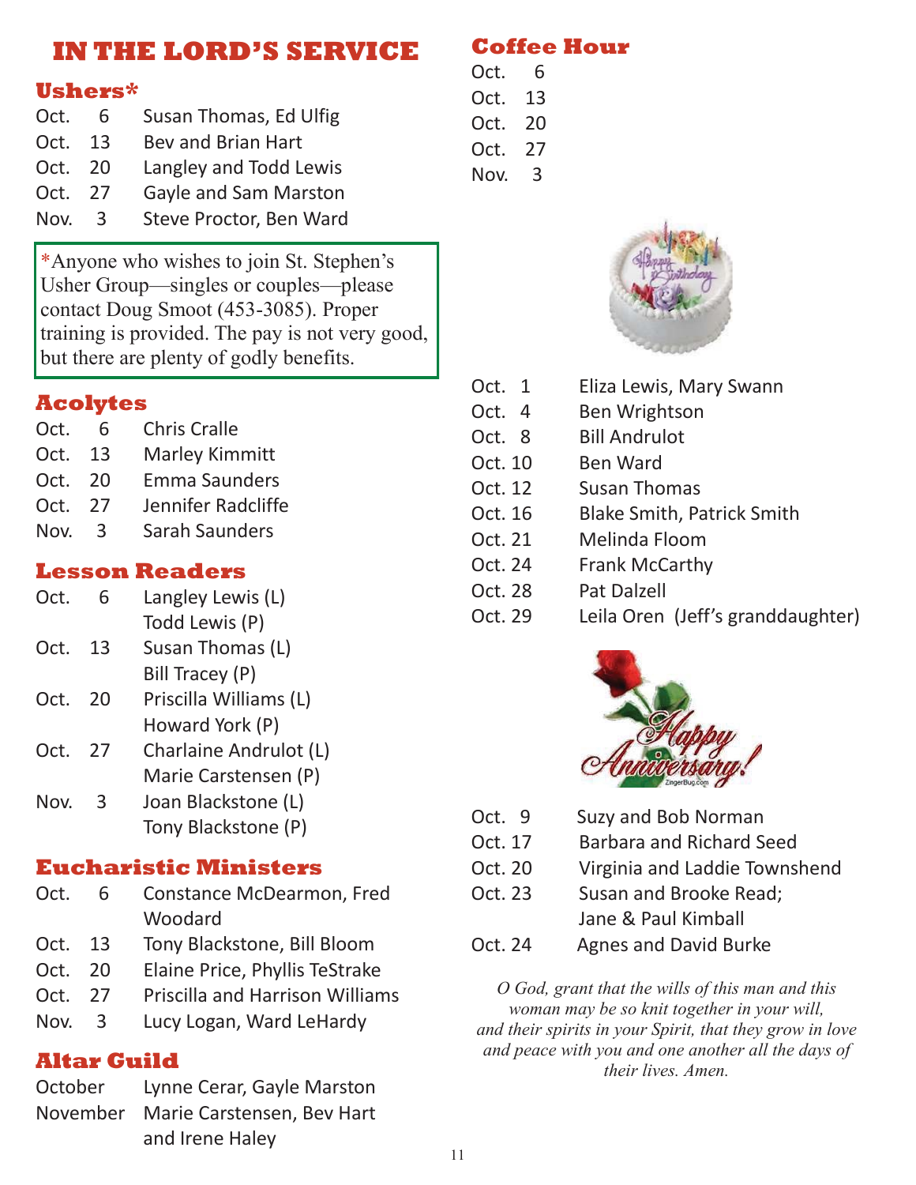# IN THE LORD'S SERVICE

## Ushers*

| | |
|---|---|
| Oct. 6 | Susan Thomas, Ed Ulfig |
| Oct. 13 | Bev and Brian Hart |
| Oct. 20 | Langley and Todd Lewis |
| Oct. 27 | Gayle and Sam Marston |
| Nov. 3 | Steve Proctor, Ben Ward |

*Anyone who wishes to join St. Stephen's Usher Group—singles or couples—please contact Doug Smoot (453-3085). Proper training is provided. The pay is not very good, but there are plenty of godly benefits.

## Acolytes

| | |
|---|---|
| Oct. 6 | Chris Cralle |
| Oct. 13 | Marley Kimmitt |
| Oct. 20 | Emma Saunders |
| Oct. 27 | Jennifer Radcliffe |
| Nov. 3 | Sarah Saunders |

## Lesson Readers

| | |
|---|---|
| Oct. 6 | Langley Lewis (L)<br>Todd Lewis (P) |
| Oct. 13 | Susan Thomas (L)<br>Bill Tracey (P) |
| Oct. 20 | Priscilla Williams (L)<br>Howard York (P) |
| Oct. 27 | Charlaine Andrulot (L)<br>Marie Carstensen (P) |
| Nov. 3 | Joan Blackstone (L)<br>Tony Blackstone (P) |

## Eucharistic Ministers

| | |
|---|---|
| Oct. 6 | Constance McDearmon, Fred Woodard |
| Oct. 13 | Tony Blackstone, Bill Bloom |
| Oct. 20 | Elaine Price, Phyllis TeStrake |
| Oct. 27 | Priscilla and Harrison Williams |
| Nov. 3 | Lucy Logan, Ward LeHardy |

## Altar Guild

| | |
|---|---|
| October | Lynne Cerar, Gayle Marston |
| November | Marie Carstensen, Bev Hart and Irene Haley |

## Coffee Hour

Oct. 6
Oct. 13
Oct. 20
Oct. 27
Nov. 3

| | |
|---|---|
| Oct. 1 | Eliza Lewis, Mary Swann |
| Oct. 4 | Ben Wrightson |
| Oct. 8 | Bill Andrulot |
| Oct. 10 | Ben Ward |
| Oct. 12 | Susan Thomas |
| Oct. 16 | Blake Smith, Patrick Smith |
| Oct. 21 | Melinda Floom |
| Oct. 24 | Frank McCarthy |
| Oct. 28 | Pat Dalzell |
| Oct. 29 | Leila Oren (Jeff's granddaughter) |

| | |
|---|---|
| Oct. 9 | Suzy and Bob Norman |
| Oct. 17 | Barbara and Richard Seed |
| Oct. 20 | Virginia and Laddie Townshend |
| Oct. 23 | Susan and Brooke Read;<br>Jane & Paul Kimball |
| Oct. 24 | Agnes and David Burke |

*O God, grant that the wills of this man and this woman may be so knit together in your will, and their spirits in your Spirit, that they grow in love and peace with you and one another all the days of their lives. Amen.*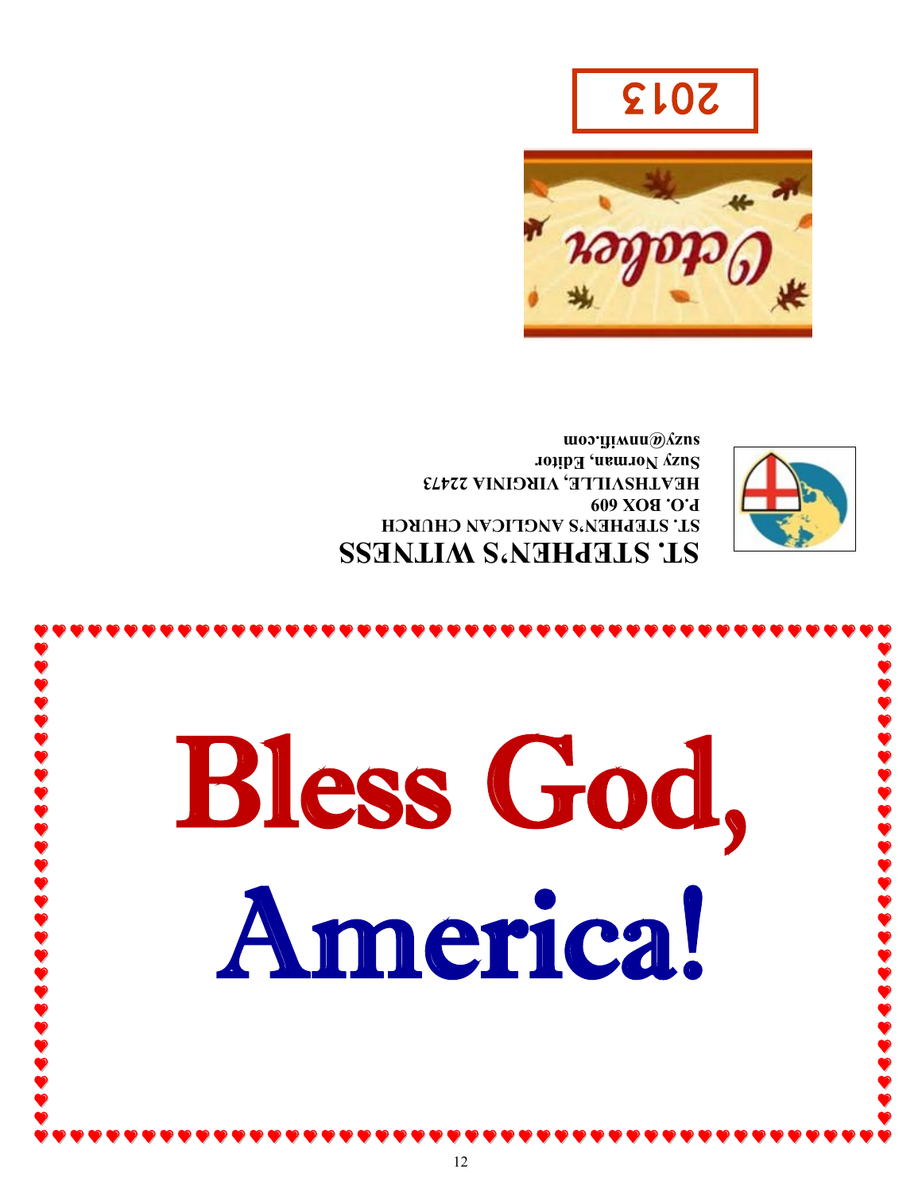2013

October

# ST. STEPHEN'S WITNESS

ST. STEPHEN'S ANGLICAN CHURCH
P.O. BOX 609
HEATHSVILLE, VIRGINIA 22473
Suzy Norman, Editor
suzy@nnwifi.com

# Bless God, America!